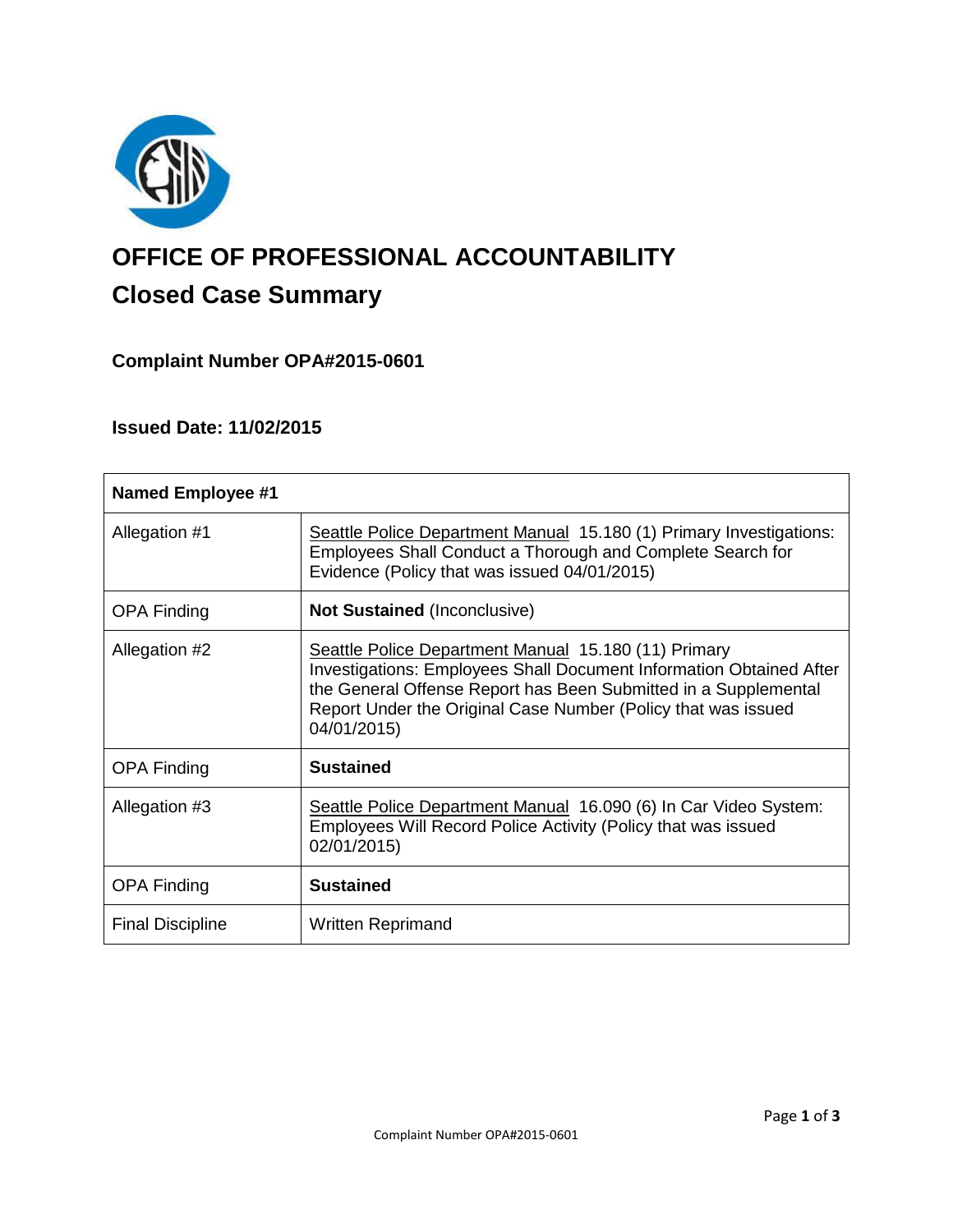# OFFICE OF PROFESSIONAL ACCOUNTABILITY

## Closed Case Summary

### Complaint Number OPA#2015-0601

### Issued Date: 11/02/2015

| **Named Employee #1** | |
|---|---|
| Allegation #1 | Seattle Police Department Manual 15.180 (1) Primary Investigations: Employees Shall Conduct a Thorough and Complete Search for Evidence (Policy that was issued 04/01/2015) |
| OPA Finding | **Not Sustained** (Inconclusive) |
| Allegation #2 | Seattle Police Department Manual 15.180 (11) Primary Investigations: Employees Shall Document Information Obtained After the General Offense Report has Been Submitted in a Supplemental Report Under the Original Case Number (Policy that was issued 04/01/2015) |
| OPA Finding | **Sustained** |
| Allegation #3 | Seattle Police Department Manual 16.090 (6) In Car Video System: Employees Will Record Police Activity (Policy that was issued 02/01/2015) |
| OPA Finding | **Sustained** |
| Final Discipline | Written Reprimand |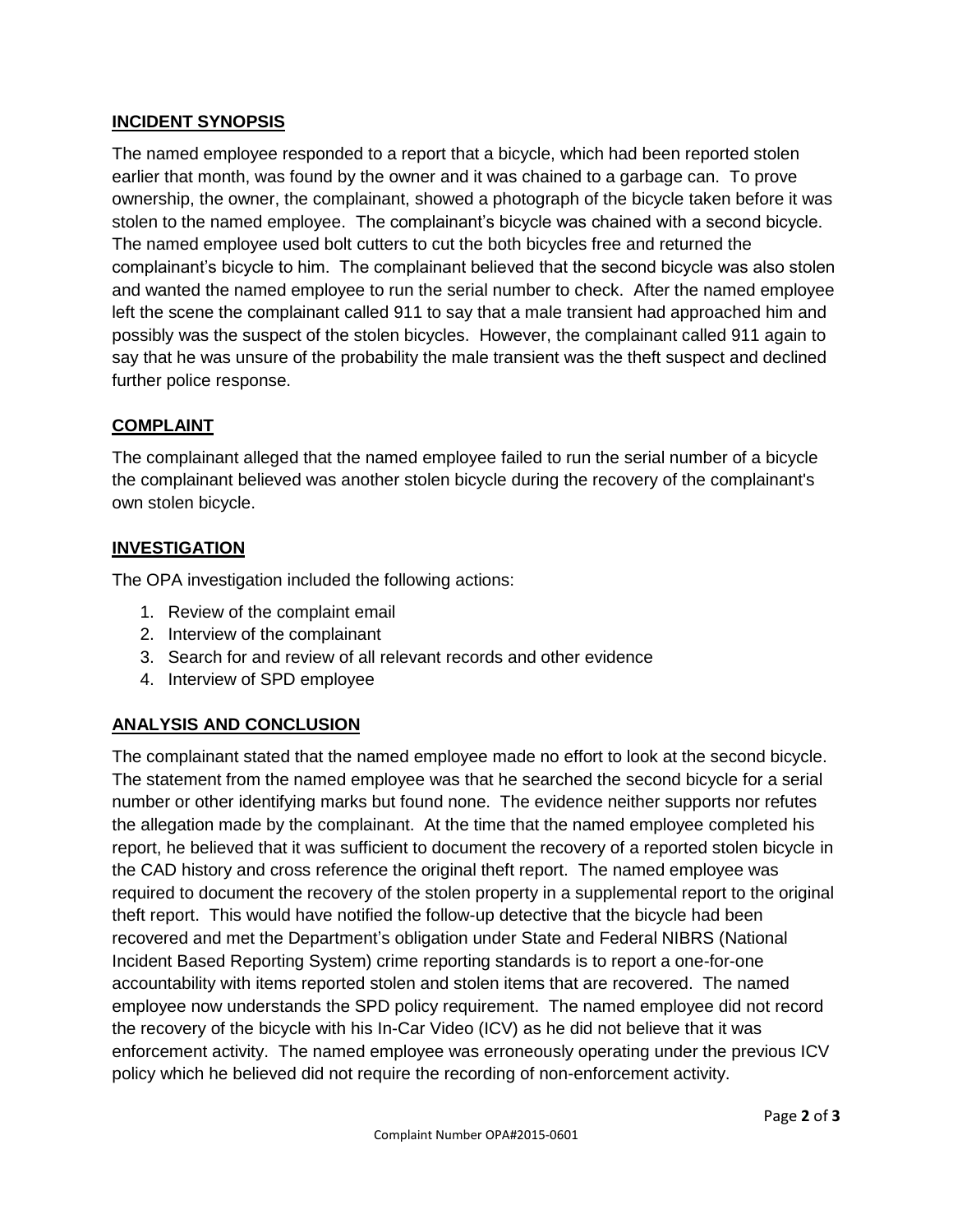## INCIDENT SYNOPSIS

The named employee responded to a report that a bicycle, which had been reported stolen earlier that month, was found by the owner and it was chained to a garbage can. To prove ownership, the owner, the complainant, showed a photograph of the bicycle taken before it was stolen to the named employee. The complainant's bicycle was chained with a second bicycle. The named employee used bolt cutters to cut the both bicycles free and returned the complainant's bicycle to him. The complainant believed that the second bicycle was also stolen and wanted the named employee to run the serial number to check. After the named employee left the scene the complainant called 911 to say that a male transient had approached him and possibly was the suspect of the stolen bicycles. However, the complainant called 911 again to say that he was unsure of the probability the male transient was the theft suspect and declined further police response.

## COMPLAINT

The complainant alleged that the named employee failed to run the serial number of a bicycle the complainant believed was another stolen bicycle during the recovery of the complainant's own stolen bicycle.

## INVESTIGATION

The OPA investigation included the following actions:

1. Review of the complaint email
2. Interview of the complainant
3. Search for and review of all relevant records and other evidence
4. Interview of SPD employee

## ANALYSIS AND CONCLUSION

The complainant stated that the named employee made no effort to look at the second bicycle. The statement from the named employee was that he searched the second bicycle for a serial number or other identifying marks but found none. The evidence neither supports nor refutes the allegation made by the complainant. At the time that the named employee completed his report, he believed that it was sufficient to document the recovery of a reported stolen bicycle in the CAD history and cross reference the original theft report. The named employee was required to document the recovery of the stolen property in a supplemental report to the original theft report. This would have notified the follow-up detective that the bicycle had been recovered and met the Department's obligation under State and Federal NIBRS (National Incident Based Reporting System) crime reporting standards is to report a one-for-one accountability with items reported stolen and stolen items that are recovered. The named employee now understands the SPD policy requirement. The named employee did not record the recovery of the bicycle with his In-Car Video (ICV) as he did not believe that it was enforcement activity. The named employee was erroneously operating under the previous ICV policy which he believed did not require the recording of non-enforcement activity.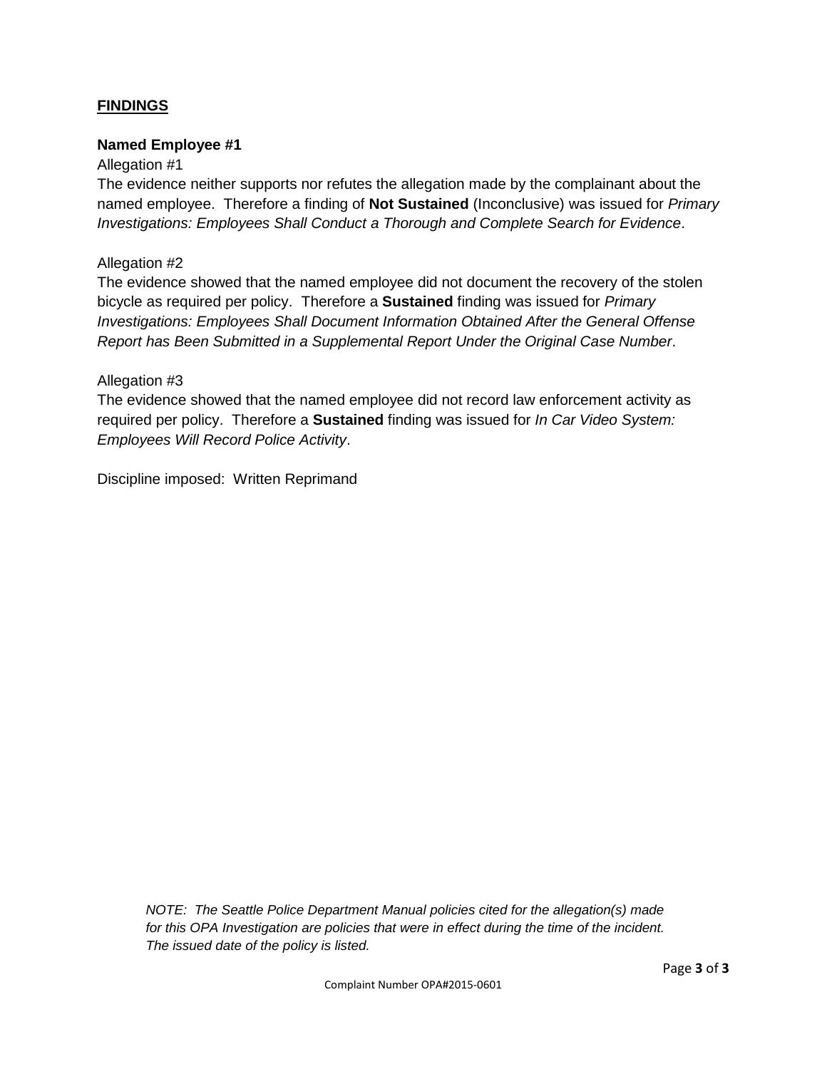## FINDINGS

### Named Employee #1

Allegation #1

The evidence neither supports nor refutes the allegation made by the complainant about the named employee. Therefore a finding of **Not Sustained** (Inconclusive) was issued for *Primary Investigations: Employees Shall Conduct a Thorough and Complete Search for Evidence*.

Allegation #2

The evidence showed that the named employee did not document the recovery of the stolen bicycle as required per policy. Therefore a **Sustained** finding was issued for *Primary Investigations: Employees Shall Document Information Obtained After the General Offense Report has Been Submitted in a Supplemental Report Under the Original Case Number*.

Allegation #3

The evidence showed that the named employee did not record law enforcement activity as required per policy. Therefore a **Sustained** finding was issued for *In Car Video System: Employees Will Record Police Activity*.

Discipline imposed: Written Reprimand

*NOTE: The Seattle Police Department Manual policies cited for the allegation(s) made for this OPA Investigation are policies that were in effect during the time of the incident. The issued date of the policy is listed.*

Complaint Number OPA#2015-0601